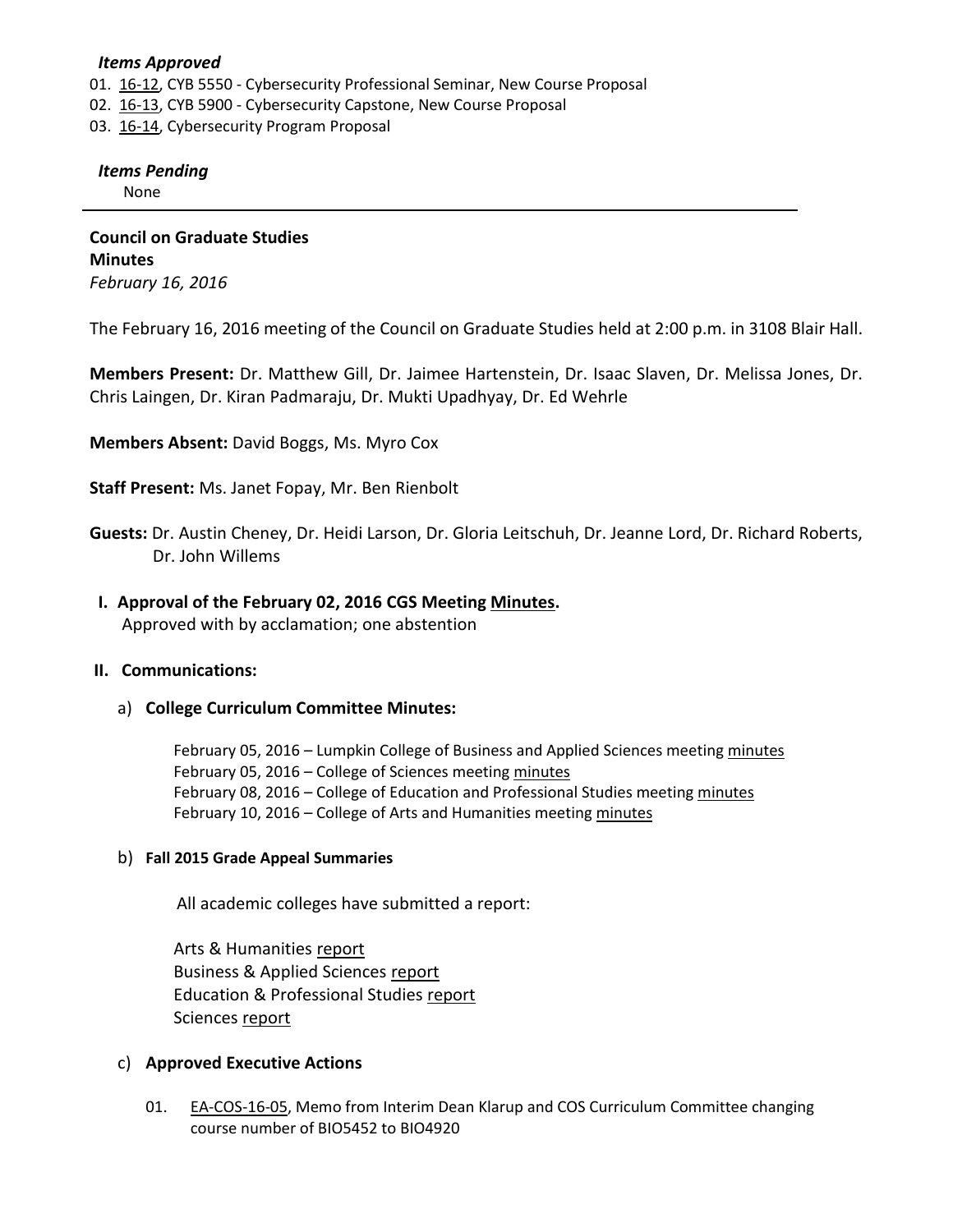***Items Approved***

01. 16-12, CYB 5550 - Cybersecurity Professional Seminar, New Course Proposal
02. 16-13, CYB 5900 - Cybersecurity Capstone, New Course Proposal
03. 16-14, Cybersecurity Program Proposal

***Items Pending***

None

---

**Council on Graduate Studies**
**Minutes**
*February 16, 2016*

The February 16, 2016 meeting of the Council on Graduate Studies held at 2:00 p.m. in 3108 Blair Hall.

**Members Present:** Dr. Matthew Gill, Dr. Jaimee Hartenstein, Dr. Isaac Slaven, Dr. Melissa Jones, Dr. Chris Laingen, Dr. Kiran Padmaraju, Dr. Mukti Upadhyay, Dr. Ed Wehrle

**Members Absent:** David Boggs, Ms. Myro Cox

**Staff Present:** Ms. Janet Fopay, Mr. Ben Rienbolt

**Guests:** Dr. Austin Cheney, Dr. Heidi Larson, Dr. Gloria Leitschuh, Dr. Jeanne Lord, Dr. Richard Roberts, Dr. John Willems

**I. Approval of the February 02, 2016 CGS Meeting Minutes.**
Approved with by acclamation; one abstention

**II. Communications:**

a) **College Curriculum Committee Minutes:**

February 05, 2016 – Lumpkin College of Business and Applied Sciences meeting minutes
February 05, 2016 – College of Sciences meeting minutes
February 08, 2016 – College of Education and Professional Studies meeting minutes
February 10, 2016 – College of Arts and Humanities meeting minutes

b) **Fall 2015 Grade Appeal Summaries**

All academic colleges have submitted a report:

Arts & Humanities report
Business & Applied Sciences report
Education & Professional Studies report
Sciences report

c) **Approved Executive Actions**

01. EA-COS-16-05, Memo from Interim Dean Klarup and COS Curriculum Committee changing course number of BIO5452 to BIO4920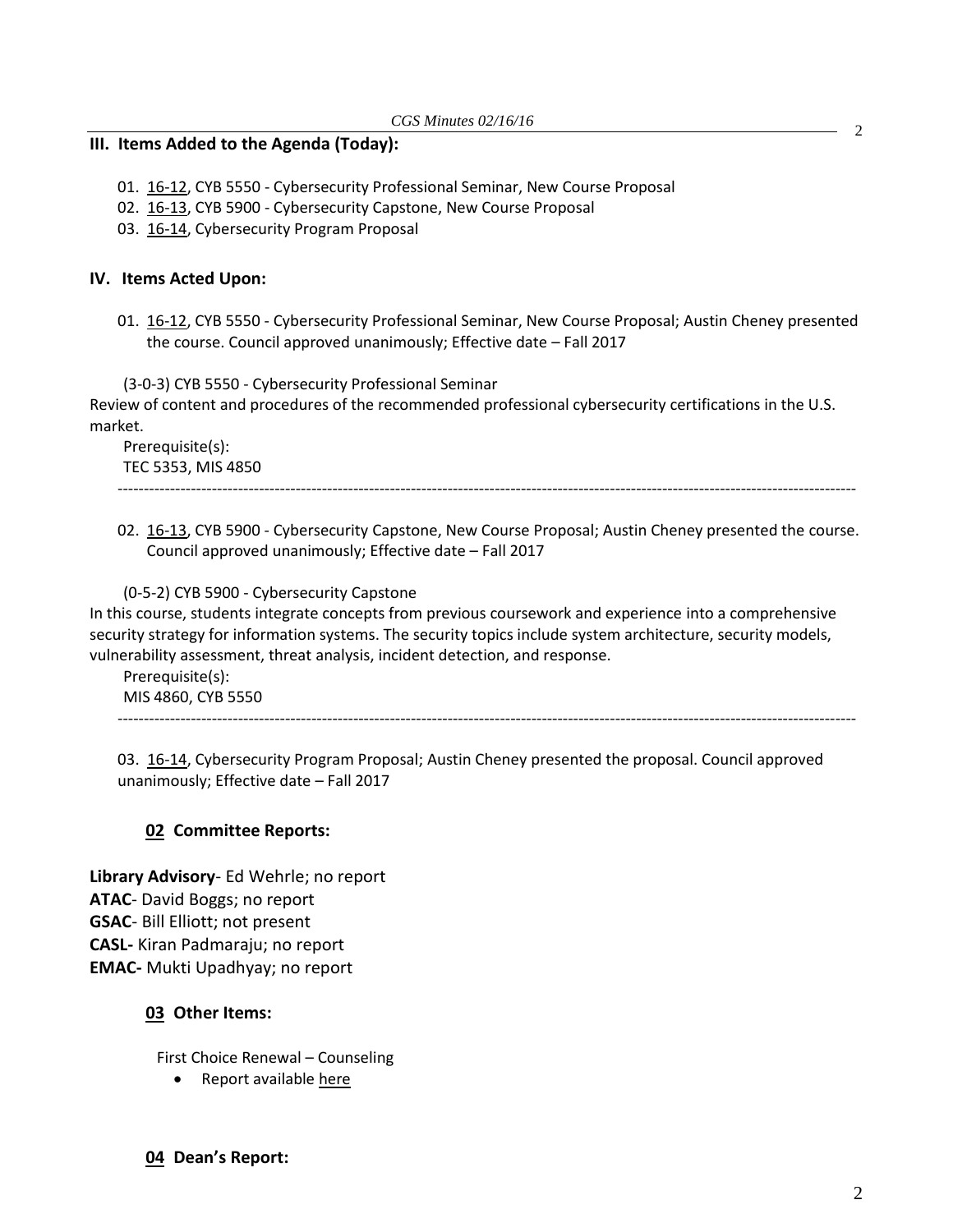## III. Items Added to the Agenda (Today):

01. 16-12, CYB 5550 - Cybersecurity Professional Seminar, New Course Proposal
02. 16-13, CYB 5900 - Cybersecurity Capstone, New Course Proposal
03. 16-14, Cybersecurity Program Proposal

## IV. Items Acted Upon:

01. 16-12, CYB 5550 - Cybersecurity Professional Seminar, New Course Proposal; Austin Cheney presented the course. Council approved unanimously; Effective date – Fall 2017

(3-0-3) CYB 5550 - Cybersecurity Professional Seminar
Review of content and procedures of the recommended professional cybersecurity certifications in the U.S. market.
Prerequisite(s):
TEC 5353, MIS 4850

---

02. 16-13, CYB 5900 - Cybersecurity Capstone, New Course Proposal; Austin Cheney presented the course. Council approved unanimously; Effective date – Fall 2017

(0-5-2) CYB 5900 - Cybersecurity Capstone
In this course, students integrate concepts from previous coursework and experience into a comprehensive security strategy for information systems. The security topics include system architecture, security models, vulnerability assessment, threat analysis, incident detection, and response.
Prerequisite(s):
MIS 4860, CYB 5550

---

03. 16-14, Cybersecurity Program Proposal; Austin Cheney presented the proposal. Council approved unanimously; Effective date – Fall 2017

### 02 Committee Reports:

**Library Advisory**- Ed Wehrle; no report
**ATAC**- David Boggs; no report
**GSAC**- Bill Elliott; not present
**CASL-** Kiran Padmaraju; no report
**EMAC-** Mukti Upadhyay; no report

### 03 Other Items:

First Choice Renewal – Counseling

- Report available here

### 04 Dean's Report: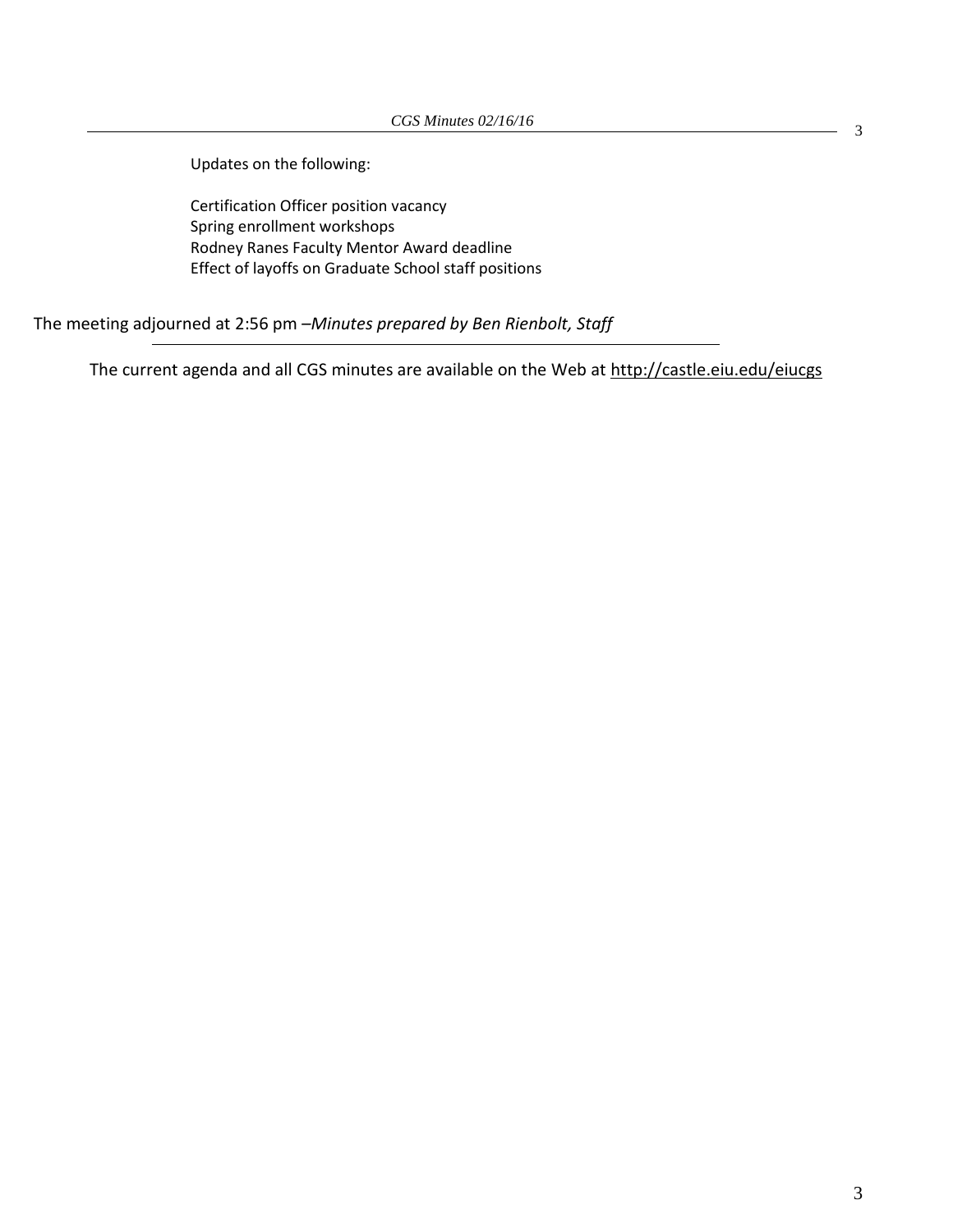Updates on the following:

Certification Officer position vacancy
Spring enrollment workshops
Rodney Ranes Faculty Mentor Award deadline
Effect of layoffs on Graduate School staff positions

The meeting adjourned at 2:56 pm –*Minutes prepared by Ben Rienbolt, Staff*

---

The current agenda and all CGS minutes are available on the Web at http://castle.eiu.edu/eiucgs